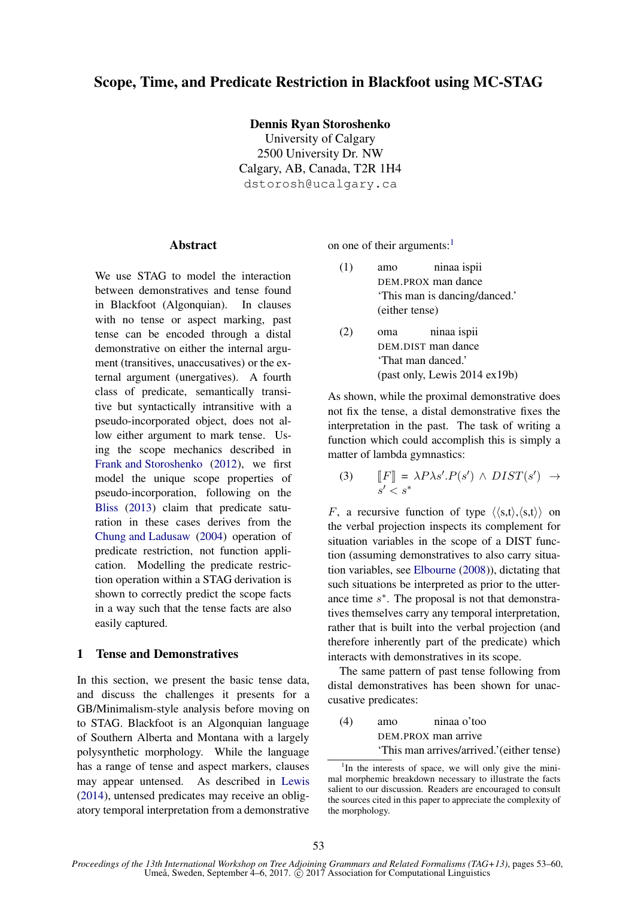# Scope, Time, and Predicate Restriction in Blackfoot using MC-STAG

**Dennis Ryan Storoshenko**
University of Calgary
2500 University Dr. NW
Calgary, AB, Canada, T2R 1H4
dstorosh@ucalgary.ca

## Abstract

We use STAG to model the interaction between demonstratives and tense found in Blackfoot (Algonquian). In clauses with no tense or aspect marking, past tense can be encoded through a distal demonstrative on either the internal argument (transitives, unaccusatives) or the external argument (unergatives). A fourth class of predicate, semantically transitive but syntactically intransitive with a pseudo-incorporated object, does not allow either argument to mark tense. Using the scope mechanics described in Frank and Storoshenko (2012), we first model the unique scope properties of pseudo-incorporation, following on the Bliss (2013) claim that predicate saturation in these cases derives from the Chung and Ladusaw (2004) operation of predicate restriction, not function application. Modelling the predicate restriction operation within a STAG derivation is shown to correctly predict the scope facts in a way such that the tense facts are also easily captured.

## 1 Tense and Demonstratives

In this section, we present the basic tense data, and discuss the challenges it presents for a GB/Minimalism-style analysis before moving on to STAG. Blackfoot is an Algonquian language of Southern Alberta and Montana with a largely polysynthetic morphology. While the language has a range of tense and aspect markers, clauses may appear untensed. As described in Lewis (2014), untensed predicates may receive an obligatory temporal interpretation from a demonstrative on one of their arguments:[1]

(1) amo ninaa ispii
DEM.PROX man dance
'This man is dancing/danced.' (either tense)

(2) oma ninaa ispii
DEM.DIST man dance
'That man danced.' (past only, Lewis 2014 ex19b)

As shown, while the proximal demonstrative does not fix the tense, a distal demonstrative fixes the interpretation in the past. The task of writing a function which could accomplish this is simply a matter of lambda gymnastics:

(3) $$[\![F]\!] = \lambda P \lambda s'.P(s') \wedge DIST(s') \rightarrow s' < s^*$$

$F$, a recursive function of type $\langle\langle s,t\rangle,\langle s,t\rangle\rangle$ on the verbal projection inspects its complement for situation variables in the scope of a DIST function (assuming demonstratives to also carry situation variables, see Elbourne (2008)), dictating that such situations be interpreted as prior to the utterance time $s^*$. The proposal is not that demonstratives themselves carry any temporal interpretation, rather that is built into the verbal projection (and therefore inherently part of the predicate) which interacts with demonstratives in its scope.

The same pattern of past tense following from distal demonstratives has been shown for unaccusative predicates:

(4) amo ninaa o'too
DEM.PROX man arrive
'This man arrives/arrived.' (either tense)

[1] In the interests of space, we will only give the minimal morphemic breakdown necessary to illustrate the facts salient to our discussion. Readers are encouraged to consult the sources cited in this paper to appreciate the complexity of the morphology.

*Proceedings of the 13th International Workshop on Tree Adjoining Grammars and Related Formalisms (TAG+13), pages 53–60, Umeå, Sweden, September 4–6, 2017. © 2017 Association for Computational Linguistics*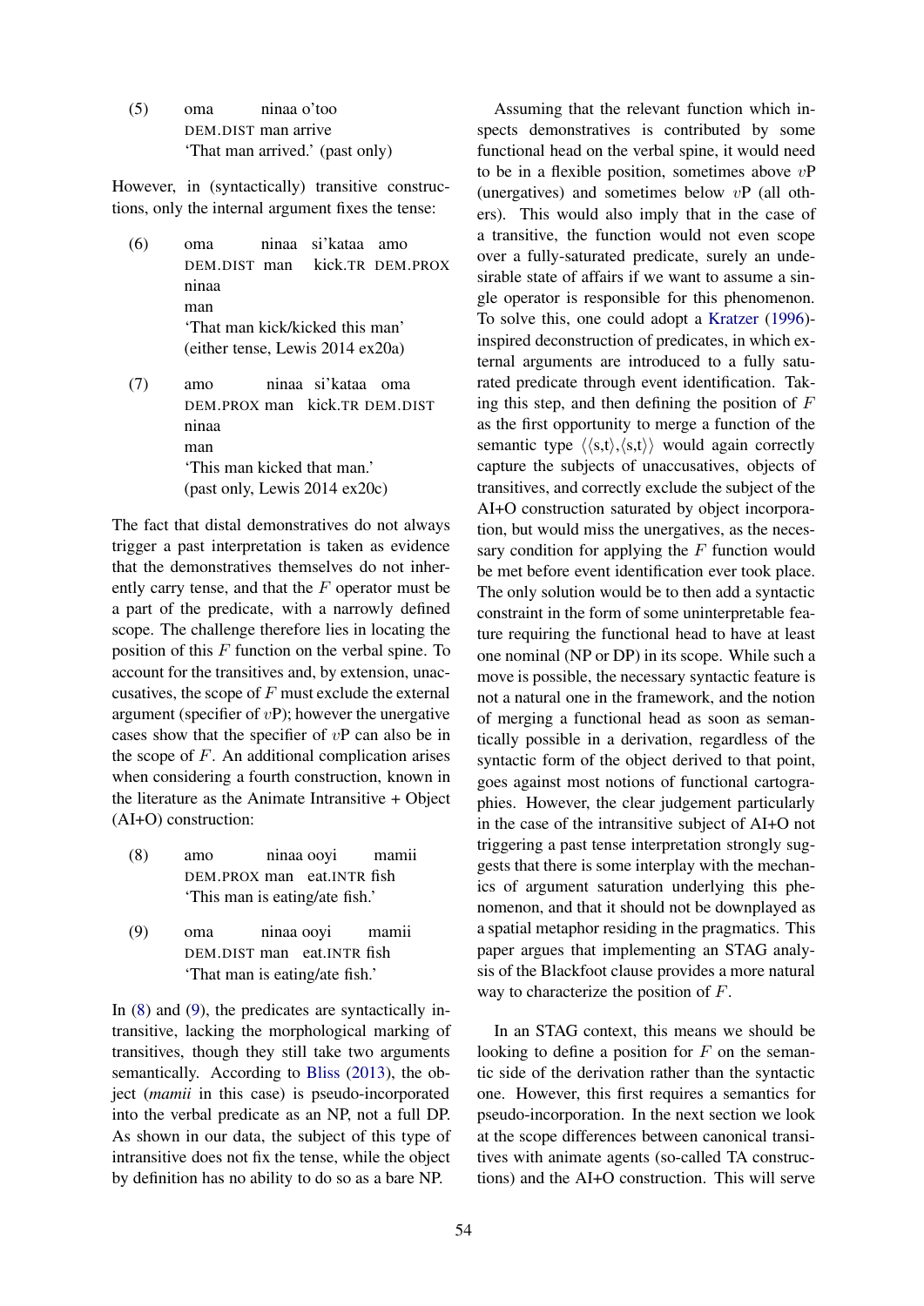(5) oma ninaa o'too
DEM.DIST man arrive
'That man arrived.' (past only)

However, in (syntactically) transitive constructions, only the internal argument fixes the tense:

(6) oma ninaa si'kataa amo ninaa
DEM.DIST man kick.TR DEM.PROX man
'That man kick/kicked this man'
(either tense, Lewis 2014 ex20a)

(7) amo ninaa si'kataa oma ninaa
DEM.PROX man kick.TR DEM.DIST man
'This man kicked that man.'
(past only, Lewis 2014 ex20c)

The fact that distal demonstratives do not always trigger a past interpretation is taken as evidence that the demonstratives themselves do not inherently carry tense, and that the $F$ operator must be a part of the predicate, with a narrowly defined scope. The challenge therefore lies in locating the position of this $F$ function on the verbal spine. To account for the transitives and, by extension, unaccusatives, the scope of $F$ must exclude the external argument (specifier of $v$P); however the unergative cases show that the specifier of $v$P can also be in the scope of $F$. An additional complication arises when considering a fourth construction, known in the literature as the Animate Intransitive + Object (AI+O) construction:

(8) amo ninaa ooyi mamii
DEM.PROX man eat.INTR fish
'This man is eating/ate fish.'

(9) oma ninaa ooyi mamii
DEM.DIST man eat.INTR fish
'That man is eating/ate fish.'

In (8) and (9), the predicates are syntactically intransitive, lacking the morphological marking of transitives, though they still take two arguments semantically. According to Bliss (2013), the object (*mamii* in this case) is pseudo-incorporated into the verbal predicate as an NP, not a full DP. As shown in our data, the subject of this type of intransitive does not fix the tense, while the object by definition has no ability to do so as a bare NP.

Assuming that the relevant function which inspects demonstratives is contributed by some functional head on the verbal spine, it would need to be in a flexible position, sometimes above $v$P (unergatives) and sometimes below $v$P (all others). This would also imply that in the case of a transitive, the function would not even scope over a fully-saturated predicate, surely an undesirable state of affairs if we want to assume a single operator is responsible for this phenomenon. To solve this, one could adopt a Kratzer (1996)-inspired deconstruction of predicates, in which external arguments are introduced to a fully saturated predicate through event identification. Taking this step, and then defining the position of $F$ as the first opportunity to merge a function of the semantic type $\langle\langle s,t\rangle,\langle s,t\rangle\rangle$ would again correctly capture the subjects of unaccusatives, objects of transitives, and correctly exclude the subject of the AI+O construction saturated by object incorporation, but would miss the unergatives, as the necessary condition for applying the $F$ function would be met before event identification ever took place. The only solution would be to then add a syntactic constraint in the form of some uninterpretable feature requiring the functional head to have at least one nominal (NP or DP) in its scope. While such a move is possible, the necessary syntactic feature is not a natural one in the framework, and the notion of merging a functional head as soon as semantically possible in a derivation, regardless of the syntactic form of the object derived to that point, goes against most notions of functional cartographies. However, the clear judgement particularly in the case of the intransitive subject of AI+O not triggering a past tense interpretation strongly suggests that there is some interplay with the mechanics of argument saturation underlying this phenomenon, and that it should not be downplayed as a spatial metaphor residing in the pragmatics. This paper argues that implementing an STAG analysis of the Blackfoot clause provides a more natural way to characterize the position of $F$.

In an STAG context, this means we should be looking to define a position for $F$ on the semantic side of the derivation rather than the syntactic one. However, this first requires a semantics for pseudo-incorporation. In the next section we look at the scope differences between canonical transitives with animate agents (so-called TA constructions) and the AI+O construction. This will serve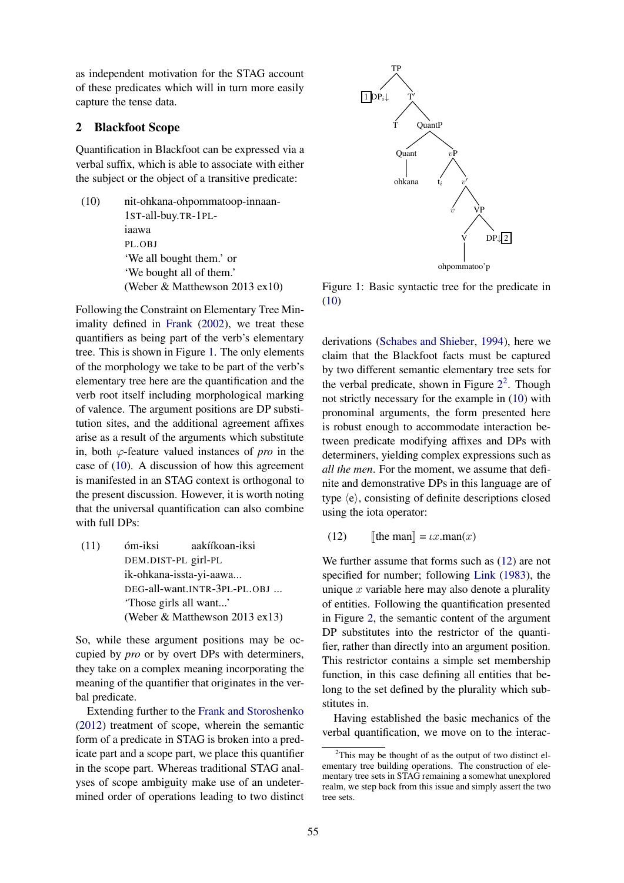as independent motivation for the STAG account of these predicates which will in turn more easily capture the tense data.

## 2 Blackfoot Scope

Quantification in Blackfoot can be expressed via a verbal suffix, which is able to associate with either the subject or the object of a transitive predicate:

(10) nit-ohkana-ohpommatoop-innaan-iaawa
1ST-all-buy.TR-1PL-PL.OBJ
'We all bought them.' or
'We bought all of them.'
(Weber & Matthewson 2013 ex10)

Following the Constraint on Elementary Tree Minimality defined in Frank (2002), we treat these quantifiers as being part of the verb's elementary tree. This is shown in Figure 1. The only elements of the morphology we take to be part of the verb's elementary tree here are the quantification and the verb root itself including morphological marking of valence. The argument positions are DP substitution sites, and the additional agreement affixes arise as a result of the arguments which substitute in, both $\varphi$-feature valued instances of *pro* in the case of (10). A discussion of how this agreement is manifested in an STAG context is orthogonal to the present discussion. However, it is worth noting that the universal quantification can also combine with full DPs:

(11) óm-iksi aakííkoan-iksi ik-ohkana-issta-yi-aawa...
DEM.DIST-PL girl-PL DEG-all-want.INTR-3PL-PL.OBJ ...
'Those girls all want...'
(Weber & Matthewson 2013 ex13)

So, while these argument positions may be occupied by *pro* or by overt DPs with determiners, they take on a complex meaning incorporating the meaning of the quantifier that originates in the verbal predicate.

Extending further to the Frank and Storoshenko (2012) treatment of scope, wherein the semantic form of a predicate in STAG is broken into a predicate part and a scope part, we place this quantifier in the scope part. Whereas traditional STAG analyses of scope ambiguity make use of an undetermined order of operations leading to two distinct

Figure 1: Basic syntactic tree for the predicate in (10)

derivations (Schabes and Shieber, 1994), here we claim that the Blackfoot facts must be captured by two different semantic elementary tree sets for the verbal predicate, shown in Figure 2[2]. Though not strictly necessary for the example in (10) with pronominal arguments, the form presented here is robust enough to accommodate interaction between predicate modifying affixes and DPs with determiners, yielding complex expressions such as *all the men*. For the moment, we assume that definite and demonstrative DPs in this language are of type ⟨e⟩, consisting of definite descriptions closed using the iota operator:

(12) $[\![\text{the man}]\!] = \iota x.\text{man}(x)$

We further assume that forms such as (12) are not specified for number; following Link (1983), the unique $x$ variable here may also denote a plurality of entities. Following the quantification presented in Figure 2, the semantic content of the argument DP substitutes into the restrictor of the quantifier, rather than directly into an argument position. This restrictor contains a simple set membership function, in this case defining all entities that belong to the set defined by the plurality which substitutes in.

Having established the basic mechanics of the verbal quantification, we move on to the interac-

[2] This may be thought of as the output of two distinct elementary tree building operations. The construction of elementary tree sets in STAG remaining a somewhat unexplored realm, we step back from this issue and simply assert the two tree sets.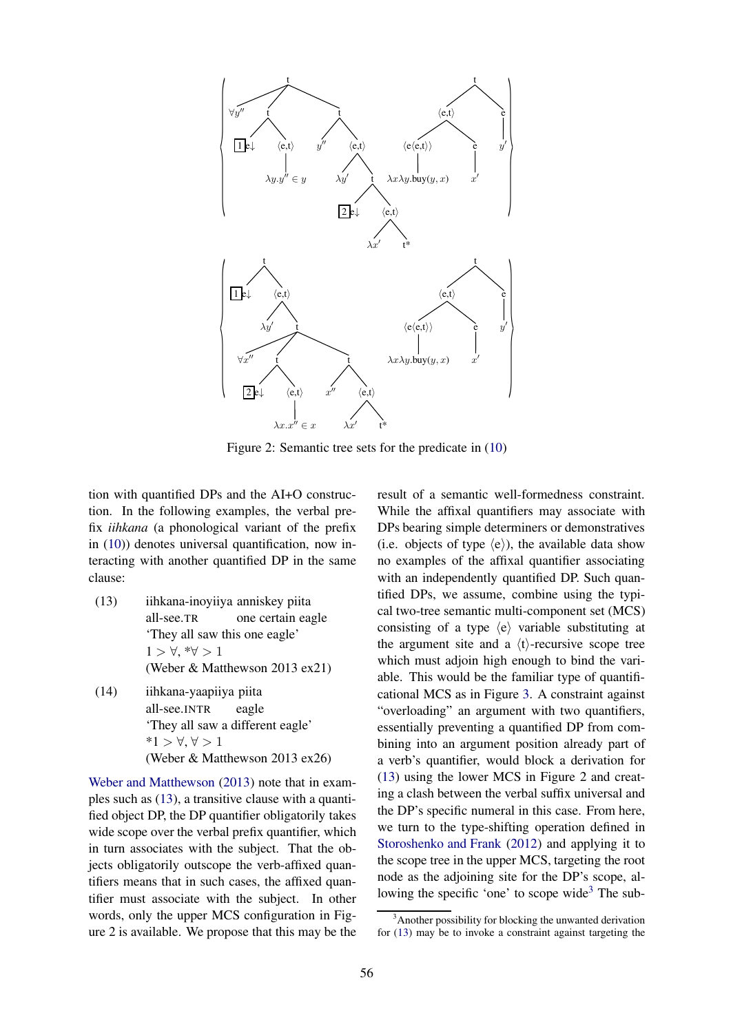Figure 2: Semantic tree sets for the predicate in (10)

tion with quantified DPs and the AI+O construction. In the following examples, the verbal prefix *iihkana* (a phonological variant of the prefix in (10)) denotes universal quantification, now interacting with another quantified DP in the same clause:

(13) iihkana-inoyiiya anniskey piita
all-see.TR one certain eagle
'They all saw this one eagle'
$1 > \forall$, $*\forall > 1$
(Weber & Matthewson 2013 ex21)

(14) iihkana-yaapiiya piita
all-see.INTR eagle
'They all saw a different eagle'
$*1 > \forall$, $\forall > 1$
(Weber & Matthewson 2013 ex26)

Weber and Matthewson (2013) note that in examples such as (13), a transitive clause with a quantified object DP, the DP quantifier obligatorily takes wide scope over the verbal prefix quantifier, which in turn associates with the subject. That the objects obligatorily outscope the verb-affixed quantifiers means that in such cases, the affixed quantifier must associate with the subject. In other words, only the upper MCS configuration in Figure 2 is available. We propose that this may be the result of a semantic well-formedness constraint. While the affixal quantifiers may associate with DPs bearing simple determiners or demonstratives (i.e. objects of type $\langle e \rangle$), the available data show no examples of the affixal quantifier associating with an independently quantified DP. Such quantified DPs, we assume, combine using the typical two-tree semantic multi-component set (MCS) consisting of a type $\langle e \rangle$ variable substituting at the argument site and a $\langle t \rangle$-recursive scope tree which must adjoin high enough to bind the variable. This would be the familiar type of quantificational MCS as in Figure 3. A constraint against "overloading" an argument with two quantifiers, essentially preventing a quantified DP from combining into an argument position already part of a verb's quantifier, would block a derivation for (13) using the lower MCS in Figure 2 and creating a clash between the verbal suffix universal and the DP's specific numeral in this case. From here, we turn to the type-shifting operation defined in Storoshenko and Frank (2012) and applying it to the scope tree in the upper MCS, targeting the root node as the adjoining site for the DP's scope, allowing the specific 'one' to scope wide[3] The sub-

[3] Another possibility for blocking the unwanted derivation for (13) may be to invoke a constraint against targeting the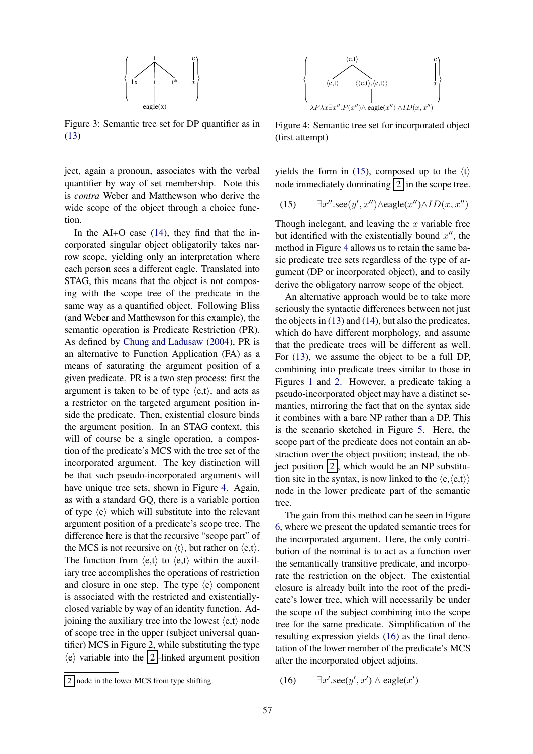Figure 3: Semantic tree set for DP quantifier as in (13)

Figure 4: Semantic tree set for incorporated object (first attempt)

ject, again a pronoun, associates with the verbal quantifier by way of set membership. Note this is *contra* Weber and Matthewson who derive the wide scope of the object through a choice function.

In the AI+O case (14), they find that the incorporated singular object obligatorily takes narrow scope, yielding only an interpretation where each person sees a different eagle. Translated into STAG, this means that the object is not composing with the scope tree of the predicate in the same way as a quantified object. Following Bliss (and Weber and Matthewson for this example), the semantic operation is Predicate Restriction (PR). As defined by Chung and Ladusaw (2004), PR is an alternative to Function Application (FA) as a means of saturating the argument position of a given predicate. PR is a two step process: first the argument is taken to be of type ⟨e,t⟩, and acts as a restrictor on the targeted argument position inside the predicate. Then, existential closure binds the argument position. In an STAG context, this will of course be a single operation, a composition of the predicate's MCS with the tree set of the incorporated argument. The key distinction will be that such pseudo-incorporated arguments will have unique tree sets, shown in Figure 4. Again, as with a standard GQ, there is a variable portion of type ⟨e⟩ which will substitute into the relevant argument position of a predicate's scope tree. The difference here is that the recursive "scope part" of the MCS is not recursive on ⟨t⟩, but rather on ⟨e,t⟩. The function from ⟨e,t⟩ to ⟨e,t⟩ within the auxiliary tree accomplishes the operations of restriction and closure in one step. The type ⟨e⟩ component is associated with the restricted and existentially-closed variable by way of an identity function. Adjoining the auxiliary tree into the lowest ⟨e,t⟩ node of scope tree in the upper (subject universal quantifier) MCS in Figure 2, while substituting the type ⟨e⟩ variable into the 2-linked argument position

---

2 node in the lower MCS from type shifting.

yields the form in (15), composed up to the ⟨t⟩ node immediately dominating 2 in the scope tree.

(15) $\exists x''.\text{see}(y', x'') \wedge \text{eagle}(x'') \wedge ID(x, x'')$

Though inelegant, and leaving the $x$ variable free but identified with the existentially bound $x''$, the method in Figure 4 allows us to retain the same basic predicate tree sets regardless of the type of argument (DP or incorporated object), and to easily derive the obligatory narrow scope of the object.

An alternative approach would be to take more seriously the syntactic differences between not just the objects in (13) and (14), but also the predicates, which do have different morphology, and assume that the predicate trees will be different as well. For (13), we assume the object to be a full DP, combining into predicate trees similar to those in Figures 1 and 2. However, a predicate taking a pseudo-incorporated object may have a distinct semantics, mirroring the fact that on the syntax side it combines with a bare NP rather than a DP. This is the scenario sketched in Figure 5. Here, the scope part of the predicate does not contain an abstraction over the object position; instead, the object position 2, which would be an NP substitution site in the syntax, is now linked to the ⟨e,⟨e,t⟩⟩ node in the lower predicate part of the semantic tree.

The gain from this method can be seen in Figure 6, where we present the updated semantic trees for the incorporated argument. Here, the only contribution of the nominal is to act as a function over the semantically transitive predicate, and incorporate the restriction on the object. The existential closure is already built into the root of the predicate's lower tree, which will necessarily be under the scope of the subject combining into the scope tree for the same predicate. Simplification of the resulting expression yields (16) as the final denotation of the lower member of the predicate's MCS after the incorporated object adjoins.

(16) $\exists x'.\text{see}(y', x') \wedge \text{eagle}(x')$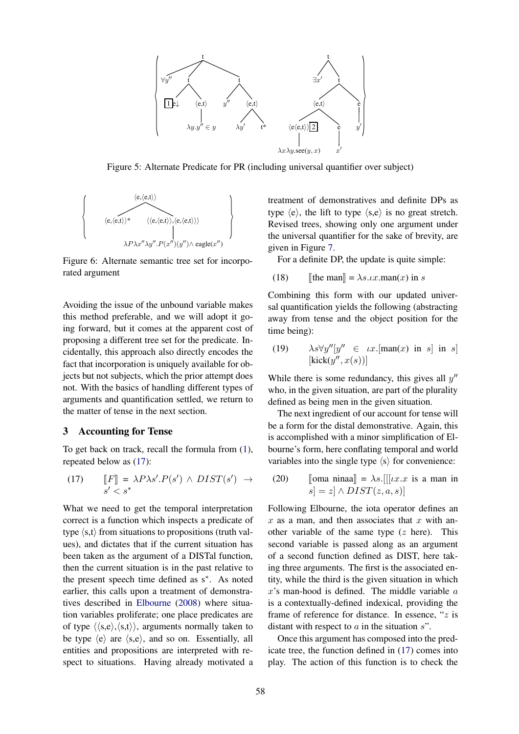Figure 5: Alternate Predicate for PR (including universal quantifier over subject)

Figure 6: Alternate semantic tree set for incorporated argument

Avoiding the issue of the unbound variable makes this method preferable, and we will adopt it going forward, but it comes at the apparent cost of proposing a different tree set for the predicate. Incidentally, this approach also directly encodes the fact that incorporation is uniquely available for objects but not subjects, which the prior attempt does not. With the basics of handling different types of arguments and quantification settled, we return to the matter of tense in the next section.

## 3 Accounting for Tense

To get back on track, recall the formula from (1), repeated below as (17):

(17) $[\![F]\!] = \lambda P \lambda s'.P(s') \wedge DIST(s') \rightarrow s' < s^*$

What we need to get the temporal interpretation correct is a function which inspects a predicate of type $\langle$s,t$\rangle$ from situations to propositions (truth values), and dictates that if the current situation has been taken as the argument of a DISTal function, then the current situation is in the past relative to the present speech time defined as $s^*$. As noted earlier, this calls upon a treatment of demonstratives described in Elbourne (2008) where situation variables proliferate; one place predicates are of type $\langle\langle$s,e$\rangle$,$\langle$s,t$\rangle\rangle$, arguments normally taken to be type $\langle$e$\rangle$ are $\langle$s,e$\rangle$, and so on. Essentially, all entities and propositions are interpreted with respect to situations. Having already motivated a treatment of demonstratives and definite DPs as type $\langle$e$\rangle$, the lift to type $\langle$s,e$\rangle$ is no great stretch. Revised trees, showing only one argument under the universal quantifier for the sake of brevity, are given in Figure 7.

For a definite DP, the update is quite simple:

(18) $[\![$the man$]\!] = \lambda s.\iota x.\text{man}(x)$ in $s$

Combining this form with our updated universal quantification yields the following (abstracting away from tense and the object position for the time being):

(19) $\lambda s \forall y''[y'' \in \iota x.[\text{man}(x) \text{ in } s] \text{ in } s]$ $[\text{kick}(y'', x(s))]$

While there is some redundancy, this gives all $y''$ who, in the given situation, are part of the plurality defined as being men in the given situation.

The next ingredient of our account for tense will be a form for the distal demonstrative. Again, this is accomplished with a minor simplification of Elbourne's form, here conflating temporal and world variables into the single type $\langle$s$\rangle$ for convenience:

(20) $[\![$oma ninaa$]\!] = \lambda s.[[[\iota x.x \text{ is a man in } s] = z] \wedge DIST(z, a, s)]$

Following Elbourne, the iota operator defines an $x$ as a man, and then associates that $x$ with another variable of the same type ($z$ here). This second variable is passed along as an argument of a second function defined as DIST, here taking three arguments. The first is the associated entity, while the third is the given situation in which $x$'s man-hood is defined. The middle variable $a$ is a contextually-defined indexical, providing the frame of reference for distance. In essence, "$z$ is distant with respect to $a$ in the situation $s$".

Once this argument has composed into the predicate tree, the function defined in (17) comes into play. The action of this function is to check the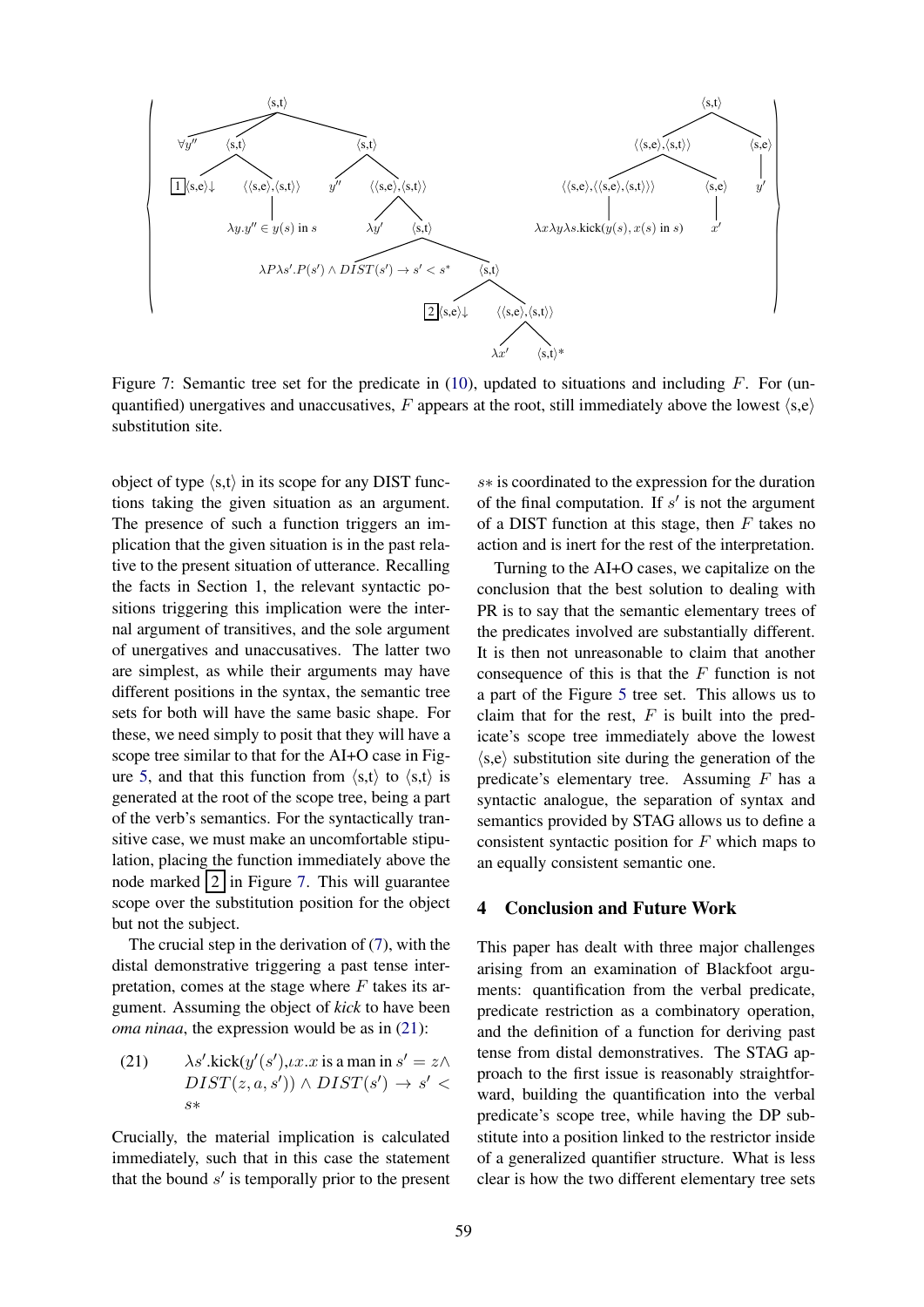Figure 7: Semantic tree set for the predicate in (10), updated to situations and including $F$. For (unquantified) unergatives and unaccusatives, $F$ appears at the root, still immediately above the lowest ⟨s,e⟩ substitution site.

object of type ⟨s,t⟩ in its scope for any DIST functions taking the given situation as an argument. The presence of such a function triggers an implication that the given situation is in the past relative to the present situation of utterance. Recalling the facts in Section 1, the relevant syntactic positions triggering this implication were the internal argument of transitives, and the sole argument of unergatives and unaccusatives. The latter two are simplest, as while their arguments may have different positions in the syntax, the semantic tree sets for both will have the same basic shape. For these, we need simply to posit that they will have a scope tree similar to that for the AI+O case in Figure 5, and that this function from ⟨s,t⟩ to ⟨s,t⟩ is generated at the root of the scope tree, being a part of the verb's semantics. For the syntactically transitive case, we must make an uncomfortable stipulation, placing the function immediately above the node marked [2] in Figure 7. This will guarantee scope over the substitution position for the object but not the subject.

The crucial step in the derivation of (7), with the distal demonstrative triggering a past tense interpretation, comes at the stage where $F$ takes its argument. Assuming the object of *kick* to have been *oma ninaa*, the expression would be as in (21):

(21) $\lambda s'.\text{kick}(y'(s'), \iota x.x \text{ is a man in } s' = z \wedge DIST(z, a, s')) \wedge DIST(s') \rightarrow s' < s*$

Crucially, the material implication is calculated immediately, such that in this case the statement that the bound $s'$ is temporally prior to the present $s*$ is coordinated to the expression for the duration of the final computation. If $s'$ is not the argument of a DIST function at this stage, then $F$ takes no action and is inert for the rest of the interpretation.

Turning to the AI+O cases, we capitalize on the conclusion that the best solution to dealing with PR is to say that the semantic elementary trees of the predicates involved are substantially different. It is then not unreasonable to claim that another consequence of this is that the $F$ function is not a part of the Figure 5 tree set. This allows us to claim that for the rest, $F$ is built into the predicate's scope tree immediately above the lowest ⟨s,e⟩ substitution site during the generation of the predicate's elementary tree. Assuming $F$ has a syntactic analogue, the separation of syntax and semantics provided by STAG allows us to define a consistent syntactic position for $F$ which maps to an equally consistent semantic one.

## 4 Conclusion and Future Work

This paper has dealt with three major challenges arising from an examination of Blackfoot arguments: quantification from the verbal predicate, predicate restriction as a combinatory operation, and the definition of a function for deriving past tense from distal demonstratives. The STAG approach to the first issue is reasonably straightforward, building the quantification into the verbal predicate's scope tree, while having the DP substitute into a position linked to the restrictor inside of a generalized quantifier structure. What is less clear is how the two different elementary tree sets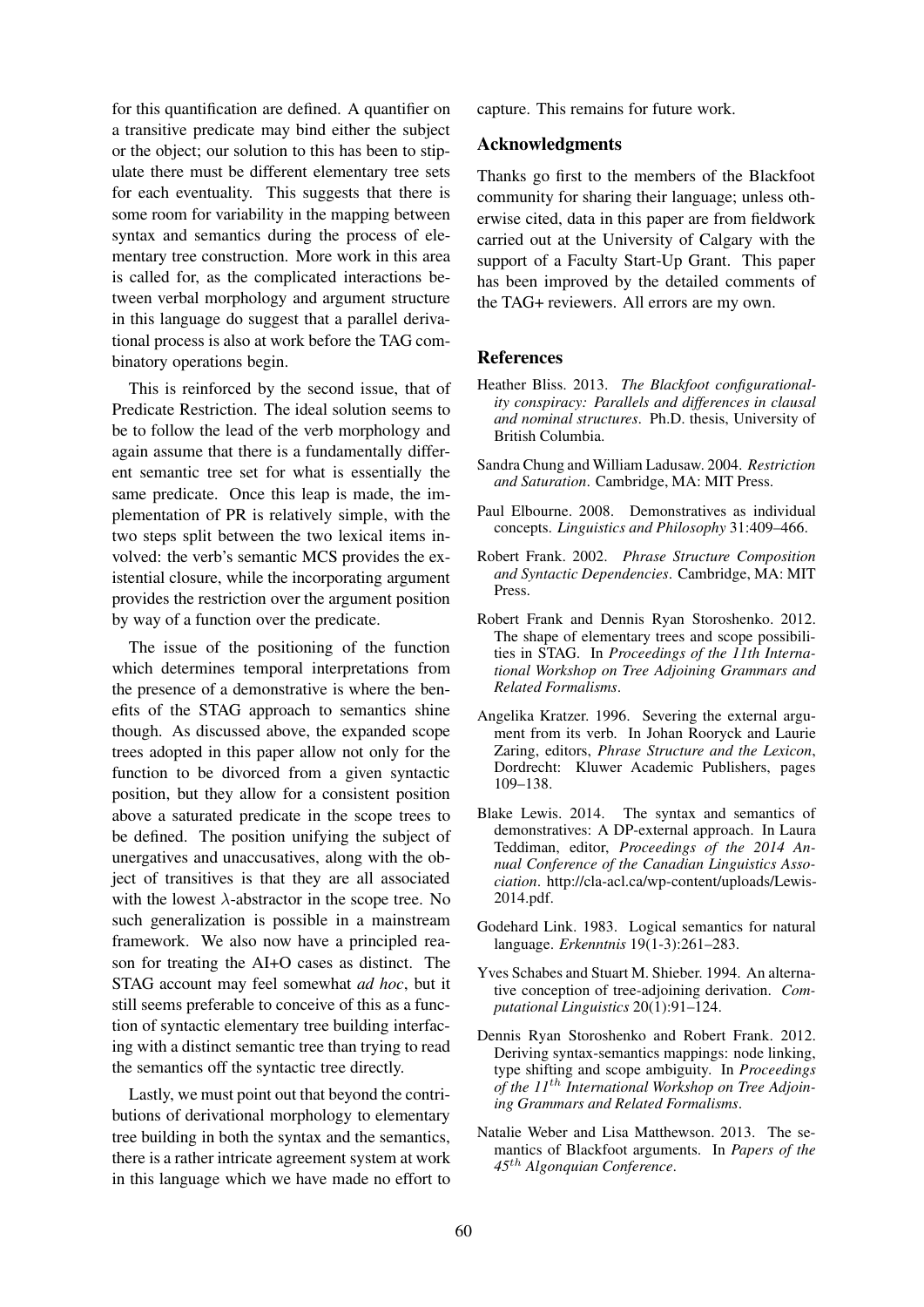for this quantification are defined. A quantifier on a transitive predicate may bind either the subject or the object; our solution to this has been to stipulate there must be different elementary tree sets for each eventuality. This suggests that there is some room for variability in the mapping between syntax and semantics during the process of elementary tree construction. More work in this area is called for, as the complicated interactions between verbal morphology and argument structure in this language do suggest that a parallel derivational process is also at work before the TAG combinatory operations begin.

This is reinforced by the second issue, that of Predicate Restriction. The ideal solution seems to be to follow the lead of the verb morphology and again assume that there is a fundamentally different semantic tree set for what is essentially the same predicate. Once this leap is made, the implementation of PR is relatively simple, with the two steps split between the two lexical items involved: the verb's semantic MCS provides the existential closure, while the incorporating argument provides the restriction over the argument position by way of a function over the predicate.

The issue of the positioning of the function which determines temporal interpretations from the presence of a demonstrative is where the benefits of the STAG approach to semantics shine though. As discussed above, the expanded scope trees adopted in this paper allow not only for the function to be divorced from a given syntactic position, but they allow for a consistent position above a saturated predicate in the scope trees to be defined. The position unifying the subject of unergatives and unaccusatives, along with the object of transitives is that they are all associated with the lowest $\lambda$-abstractor in the scope tree. No such generalization is possible in a mainstream framework. We also now have a principled reason for treating the AI+O cases as distinct. The STAG account may feel somewhat *ad hoc*, but it still seems preferable to conceive of this as a function of syntactic elementary tree building interfacing with a distinct semantic tree than trying to read the semantics off the syntactic tree directly.

Lastly, we must point out that beyond the contributions of derivational morphology to elementary tree building in both the syntax and the semantics, there is a rather intricate agreement system at work in this language which we have made no effort to capture. This remains for future work.

## Acknowledgments

Thanks go first to the members of the Blackfoot community for sharing their language; unless otherwise cited, data in this paper are from fieldwork carried out at the University of Calgary with the support of a Faculty Start-Up Grant. This paper has been improved by the detailed comments of the TAG+ reviewers. All errors are my own.

## References

Heather Bliss. 2013. *The Blackfoot configurationality conspiracy: Parallels and differences in clausal and nominal structures*. Ph.D. thesis, University of British Columbia.

Sandra Chung and William Ladusaw. 2004. *Restriction and Saturation*. Cambridge, MA: MIT Press.

Paul Elbourne. 2008. Demonstratives as individual concepts. *Linguistics and Philosophy* 31:409–466.

Robert Frank. 2002. *Phrase Structure Composition and Syntactic Dependencies*. Cambridge, MA: MIT Press.

Robert Frank and Dennis Ryan Storoshenko. 2012. The shape of elementary trees and scope possibilities in STAG. In *Proceedings of the 11th International Workshop on Tree Adjoining Grammars and Related Formalisms*.

Angelika Kratzer. 1996. Severing the external argument from its verb. In Johan Rooryck and Laurie Zaring, editors, *Phrase Structure and the Lexicon*, Dordrecht: Kluwer Academic Publishers, pages 109–138.

Blake Lewis. 2014. The syntax and semantics of demonstratives: A DP-external approach. In Laura Teddiman, editor, *Proceedings of the 2014 Annual Conference of the Canadian Linguistics Association*. http://cla-acl.ca/wp-content/uploads/Lewis-2014.pdf.

Godehard Link. 1983. Logical semantics for natural language. *Erkenntnis* 19(1-3):261–283.

Yves Schabes and Stuart M. Shieber. 1994. An alternative conception of tree-adjoining derivation. *Computational Linguistics* 20(1):91–124.

Dennis Ryan Storoshenko and Robert Frank. 2012. Deriving syntax-semantics mappings: node linking, type shifting and scope ambiguity. In *Proceedings of the 11$^{th}$ International Workshop on Tree Adjoining Grammars and Related Formalisms*.

Natalie Weber and Lisa Matthewson. 2013. The semantics of Blackfoot arguments. In *Papers of the 45$^{th}$ Algonquian Conference*.